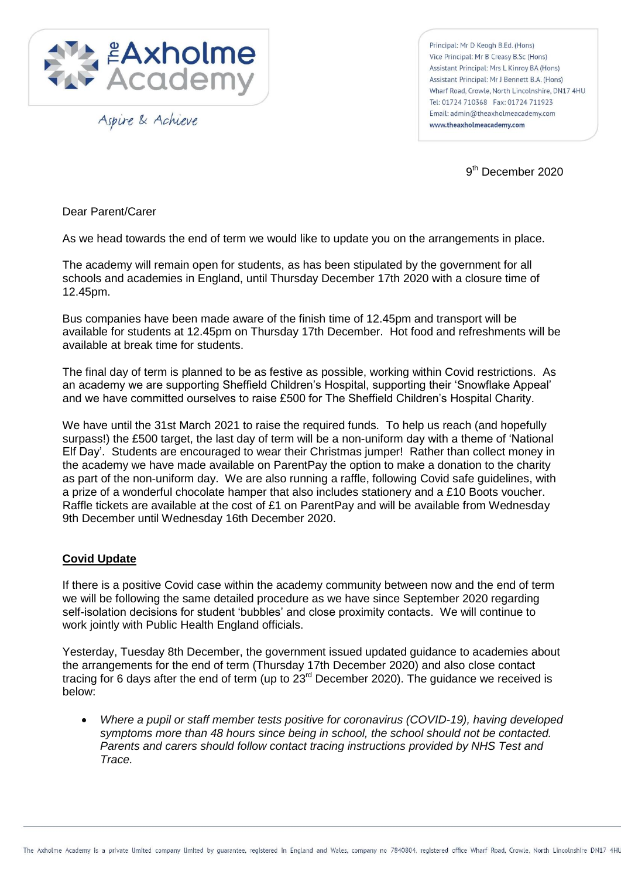The Axholme Academy

Aspire & Achieve

Principal: Mr D Keogh B.Ed. (Hons)
Vice Principal: Mr B Creasy B.Sc (Hons)
Assistant Principal: Mrs L Kinroy BA (Hons)
Assistant Principal: Mr J Bennett B.A. (Hons)
Wharf Road, Crowle, North Lincolnshire, DN17 4HU
Tel: 01724 710368 Fax: 01724 711923
Email: admin@theaxholmeacademy.com
www.theaxholmeacademy.com

9th December 2020

Dear Parent/Carer

As we head towards the end of term we would like to update you on the arrangements in place.

The academy will remain open for students, as has been stipulated by the government for all schools and academies in England, until Thursday December 17th 2020 with a closure time of 12.45pm.

Bus companies have been made aware of the finish time of 12.45pm and transport will be available for students at 12.45pm on Thursday 17th December. Hot food and refreshments will be available at break time for students.

The final day of term is planned to be as festive as possible, working within Covid restrictions. As an academy we are supporting Sheffield Children's Hospital, supporting their 'Snowflake Appeal' and we have committed ourselves to raise £500 for The Sheffield Children's Hospital Charity.

We have until the 31st March 2021 to raise the required funds. To help us reach (and hopefully surpass!) the £500 target, the last day of term will be a non-uniform day with a theme of 'National Elf Day'. Students are encouraged to wear their Christmas jumper! Rather than collect money in the academy we have made available on ParentPay the option to make a donation to the charity as part of the non-uniform day. We are also running a raffle, following Covid safe guidelines, with a prize of a wonderful chocolate hamper that also includes stationery and a £10 Boots voucher. Raffle tickets are available at the cost of £1 on ParentPay and will be available from Wednesday 9th December until Wednesday 16th December 2020.

**<u>Covid Update</u>**

If there is a positive Covid case within the academy community between now and the end of term we will be following the same detailed procedure as we have since September 2020 regarding self-isolation decisions for student 'bubbles' and close proximity contacts. We will continue to work jointly with Public Health England officials.

Yesterday, Tuesday 8th December, the government issued updated guidance to academies about the arrangements for the end of term (Thursday 17th December 2020) and also close contact tracing for 6 days after the end of term (up to 23rd December 2020). The guidance we received is below:

- *Where a pupil or staff member tests positive for coronavirus (COVID-19), having developed symptoms more than 48 hours since being in school, the school should not be contacted. Parents and carers should follow contact tracing instructions provided by NHS Test and Trace.*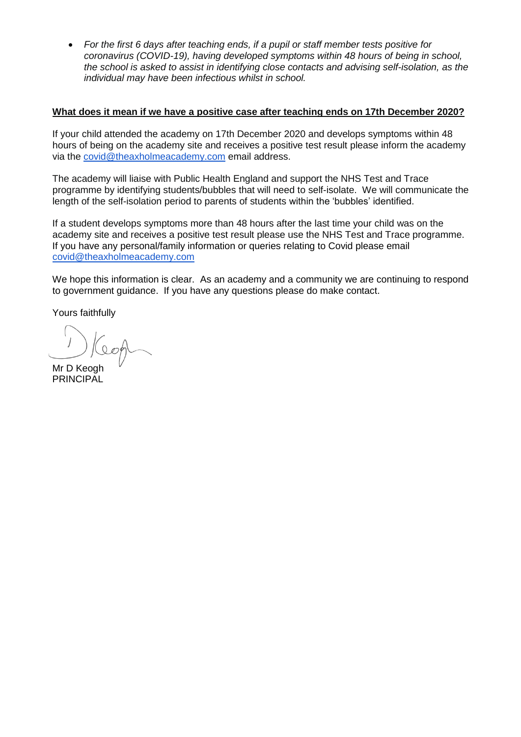- *For the first 6 days after teaching ends, if a pupil or staff member tests positive for coronavirus (COVID-19), having developed symptoms within 48 hours of being in school, the school is asked to assist in identifying close contacts and advising self-isolation, as the individual may have been infectious whilst in school.*

**What does it mean if we have a positive case after teaching ends on 17th December 2020?**

If your child attended the academy on 17th December 2020 and develops symptoms within 48 hours of being on the academy site and receives a positive test result please inform the academy via the covid@theaxholmeacademy.com email address.

The academy will liaise with Public Health England and support the NHS Test and Trace programme by identifying students/bubbles that will need to self-isolate. We will communicate the length of the self-isolation period to parents of students within the 'bubbles' identified.

If a student develops symptoms more than 48 hours after the last time your child was on the academy site and receives a positive test result please use the NHS Test and Trace programme. If you have any personal/family information or queries relating to Covid please email covid@theaxholmeacademy.com

We hope this information is clear. As an academy and a community we are continuing to respond to government guidance. If you have any questions please do make contact.

Yours faithfully

Mr D Keogh
PRINCIPAL